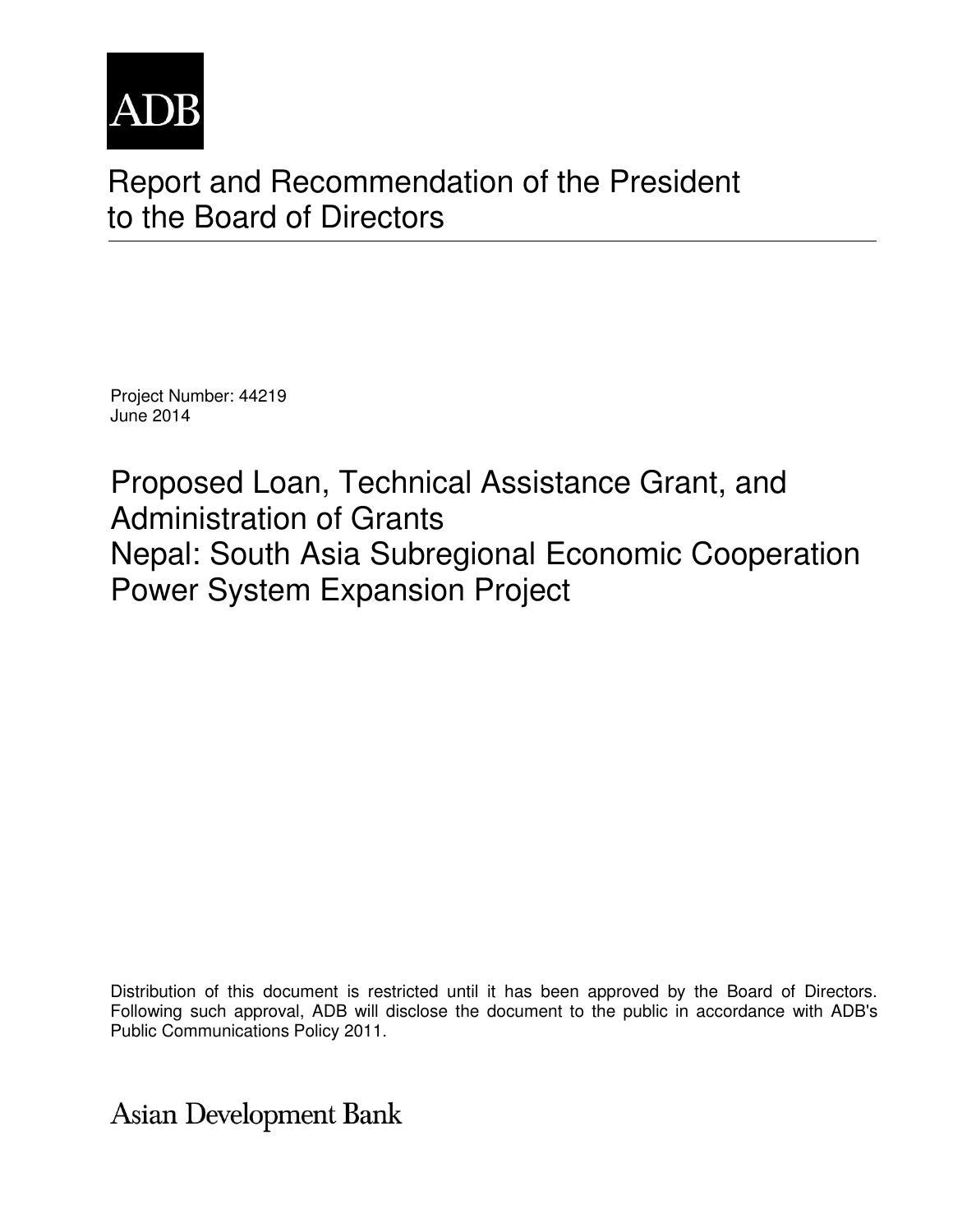ADB

# Report and Recommendation of the President to the Board of Directors

Project Number: 44219
June 2014

## Proposed Loan, Technical Assistance Grant, and Administration of Grants
## Nepal: South Asia Subregional Economic Cooperation Power System Expansion Project

Distribution of this document is restricted until it has been approved by the Board of Directors. Following such approval, ADB will disclose the document to the public in accordance with ADB's Public Communications Policy 2011.

Asian Development Bank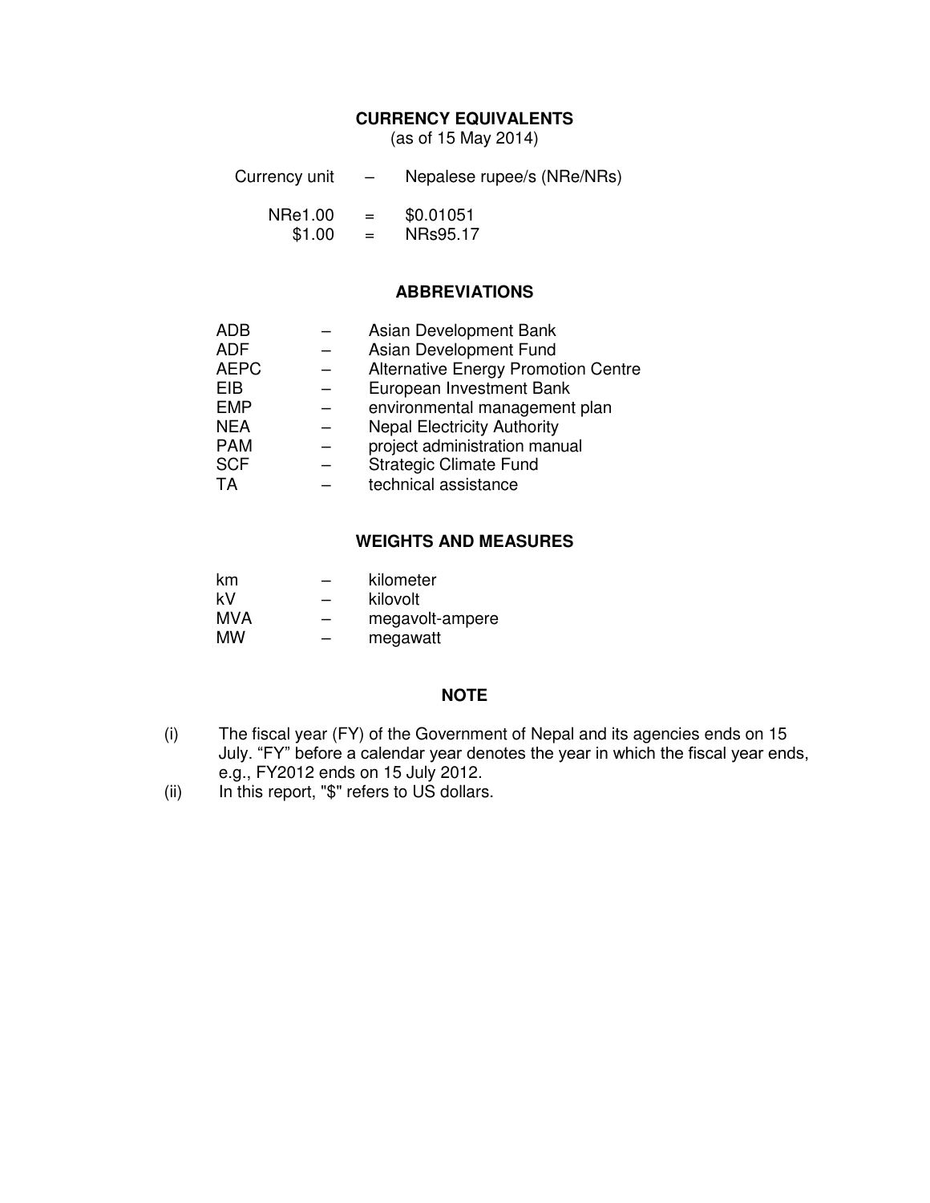## CURRENCY EQUIVALENTS

(as of 15 May 2014)

| | | |
|---|---|---|
| Currency unit | – | Nepalese rupee/s (NRe/NRs) |
| NRe1.00 | = | $0.01051 |
| $1.00 | = | NRs95.17 |

## ABBREVIATIONS

| | | |
|---|---|---|
| ADB | – | Asian Development Bank |
| ADF | – | Asian Development Fund |
| AEPC | – | Alternative Energy Promotion Centre |
| EIB | – | European Investment Bank |
| EMP | – | environmental management plan |
| NEA | – | Nepal Electricity Authority |
| PAM | – | project administration manual |
| SCF | – | Strategic Climate Fund |
| TA | – | technical assistance |

## WEIGHTS AND MEASURES

| | | |
|---|---|---|
| km | – | kilometer |
| kV | – | kilovolt |
| MVA | – | megavolt-ampere |
| MW | – | megawatt |

## NOTE

(i) The fiscal year (FY) of the Government of Nepal and its agencies ends on 15 July. "FY" before a calendar year denotes the year in which the fiscal year ends, e.g., FY2012 ends on 15 July 2012.

(ii) In this report, "$" refers to US dollars.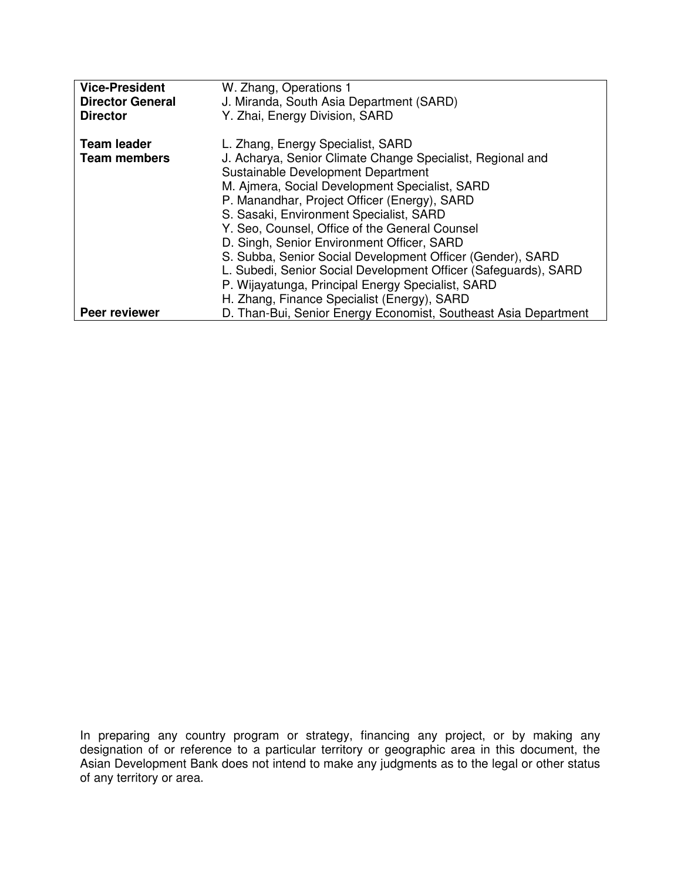| | |
|---|---|
| **Vice-President** | W. Zhang, Operations 1 |
| **Director General** | J. Miranda, South Asia Department (SARD) |
| **Director** | Y. Zhai, Energy Division, SARD |
| | |
| **Team leader** | L. Zhang, Energy Specialist, SARD |
| **Team members** | J. Acharya, Senior Climate Change Specialist, Regional and Sustainable Development Department |
| | M. Ajmera, Social Development Specialist, SARD |
| | P. Manandhar, Project Officer (Energy), SARD |
| | S. Sasaki, Environment Specialist, SARD |
| | Y. Seo, Counsel, Office of the General Counsel |
| | D. Singh, Senior Environment Officer, SARD |
| | S. Subba, Senior Social Development Officer (Gender), SARD |
| | L. Subedi, Senior Social Development Officer (Safeguards), SARD |
| | P. Wijayatunga, Principal Energy Specialist, SARD |
| | H. Zhang, Finance Specialist (Energy), SARD |
| **Peer reviewer** | D. Than-Bui, Senior Energy Economist, Southeast Asia Department |

In preparing any country program or strategy, financing any project, or by making any designation of or reference to a particular territory or geographic area in this document, the Asian Development Bank does not intend to make any judgments as to the legal or other status of any territory or area.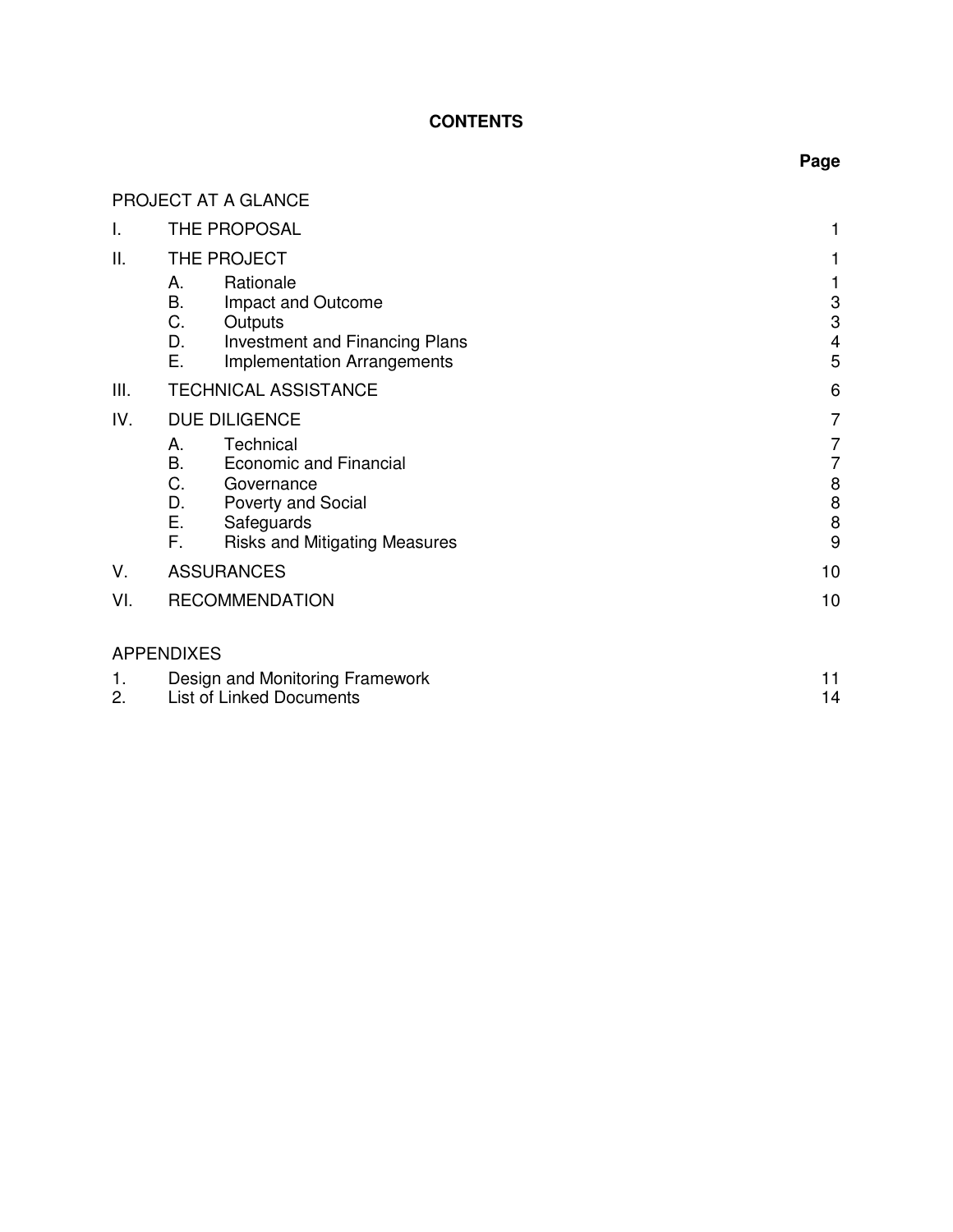# CONTENTS

| | | Page |
|---|---|---|
| PROJECT AT A GLANCE | | |
| I. | THE PROPOSAL | 1 |
| II. | THE PROJECT | 1 |
| | A. Rationale | 1 |
| | B. Impact and Outcome | 3 |
| | C. Outputs | 3 |
| | D. Investment and Financing Plans | 4 |
| | E. Implementation Arrangements | 5 |
| III. | TECHNICAL ASSISTANCE | 6 |
| IV. | DUE DILIGENCE | 7 |
| | A. Technical | 7 |
| | B. Economic and Financial | 7 |
| | C. Governance | 8 |
| | D. Poverty and Social | 8 |
| | E. Safeguards | 8 |
| | F. Risks and Mitigating Measures | 9 |
| V. | ASSURANCES | 10 |
| VI. | RECOMMENDATION | 10 |

APPENDIXES

| | | |
|---|---|---|
| 1. | Design and Monitoring Framework | 11 |
| 2. | List of Linked Documents | 14 |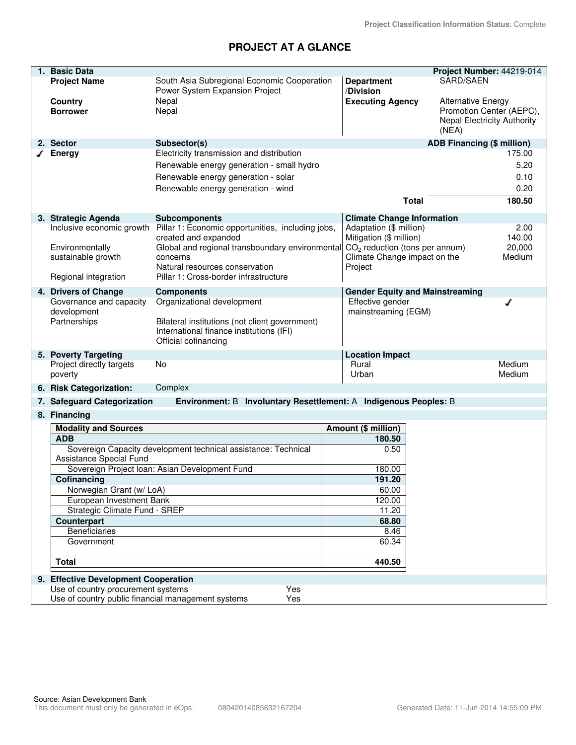Project Classification Information Status: Complete

# PROJECT AT A GLANCE

## 1. Basic Data

**Project Number:** 44219-014

| | | | |
|---|---|---|---|
| **Project Name** | South Asia Subregional Economic Cooperation Power System Expansion Project | **Department /Division** | SARD/SAEN |
| **Country** | Nepal | **Executing Agency** | Alternative Energy Promotion Center (AEPC), Nepal Electricity Authority (NEA) |
| **Borrower** | Nepal | | |

## 2. Sector

| Sector | Subsector(s) | ADB Financing ($ million) |
|---|---|---|
| ✓ Energy | Electricity transmission and distribution | 175.00 |
| | Renewable energy generation - small hydro | 5.20 |
| | Renewable energy generation - solar | 0.10 |
| | Renewable energy generation - wind | 0.20 |
| | **Total** | **180.50** |

## 3. Strategic Agenda

| Strategic Agenda | Subcomponents |
|---|---|
| Inclusive economic growth | Pillar 1: Economic opportunities, including jobs, created and expanded |
| Environmentally sustainable growth | Global and regional transboundary environmental concerns<br>Natural resources conservation |
| Regional integration | Pillar 1: Cross-border infrastructure |

**Climate Change Information**

| | |
|---|---|
| Adaptation ($ million) | 2.00 |
| Mitigation ($ million) | 140.00 |
| $CO_2$ reduction (tons per annum) | 20,000 |
| Climate Change impact on the Project | Medium |

## 4. Drivers of Change

| Drivers of Change | Components |
|---|---|
| Governance and capacity development | Organizational development |
| Partnerships | Bilateral institutions (not client government)<br>International finance institutions (IFI)<br>Official cofinancing |

**Gender Equity and Mainstreaming**

| | |
|---|---|
| Effective gender mainstreaming (EGM) | ✓ |

## 5. Poverty Targeting

| | |
|---|---|
| Project directly targets poverty | No |

**Location Impact**

| | |
|---|---|
| Rural | Medium |
| Urban | Medium |

## 6. Risk Categorization: Complex

## 7. Safeguard Categorization

**Environment:** B **Involuntary Resettlement:** A **Indigenous Peoples:** B

## 8. Financing

| Modality and Sources | Amount ($ million) |
|---|---|
| **ADB** | **180.50** |
| Sovereign Capacity development technical assistance: Technical Assistance Special Fund | 0.50 |
| Sovereign Project loan: Asian Development Fund | 180.00 |
| **Cofinancing** | **191.20** |
| Norwegian Grant (w/ LoA) | 60.00 |
| European Investment Bank | 120.00 |
| Strategic Climate Fund - SREP | 11.20 |
| **Counterpart** | **68.80** |
| Beneficiaries | 8.46 |
| Government | 60.34 |
| **Total** | **440.50** |

## 9. Effective Development Cooperation

| | |
|---|---|
| Use of country procurement systems | Yes |
| Use of country public financial management systems | Yes |

Source: Asian Development Bank
This document must only be generated in eOps. 08042014085632167204 Generated Date: 11-Jun-2014 14:55:09 PM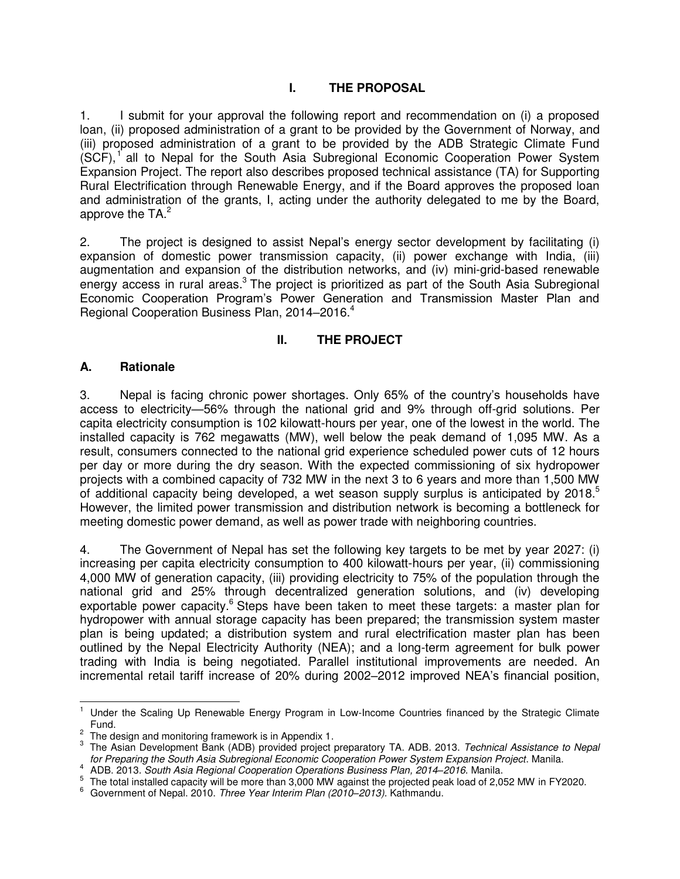# I. THE PROPOSAL

1. I submit for your approval the following report and recommendation on (i) a proposed loan, (ii) proposed administration of a grant to be provided by the Government of Norway, and (iii) proposed administration of a grant to be provided by the ADB Strategic Climate Fund (SCF),[1] all to Nepal for the South Asia Subregional Economic Cooperation Power System Expansion Project. The report also describes proposed technical assistance (TA) for Supporting Rural Electrification through Renewable Energy, and if the Board approves the proposed loan and administration of the grants, I, acting under the authority delegated to me by the Board, approve the TA.[2]

2. The project is designed to assist Nepal's energy sector development by facilitating (i) expansion of domestic power transmission capacity, (ii) power exchange with India, (iii) augmentation and expansion of the distribution networks, and (iv) mini-grid-based renewable energy access in rural areas.[3] The project is prioritized as part of the South Asia Subregional Economic Cooperation Program's Power Generation and Transmission Master Plan and Regional Cooperation Business Plan, 2014–2016.[4]

# II. THE PROJECT

## A. Rationale

3. Nepal is facing chronic power shortages. Only 65% of the country's households have access to electricity—56% through the national grid and 9% through off-grid solutions. Per capita electricity consumption is 102 kilowatt-hours per year, one of the lowest in the world. The installed capacity is 762 megawatts (MW), well below the peak demand of 1,095 MW. As a result, consumers connected to the national grid experience scheduled power cuts of 12 hours per day or more during the dry season. With the expected commissioning of six hydropower projects with a combined capacity of 732 MW in the next 3 to 6 years and more than 1,500 MW of additional capacity being developed, a wet season supply surplus is anticipated by 2018.[5] However, the limited power transmission and distribution network is becoming a bottleneck for meeting domestic power demand, as well as power trade with neighboring countries.

4. The Government of Nepal has set the following key targets to be met by year 2027: (i) increasing per capita electricity consumption to 400 kilowatt-hours per year, (ii) commissioning 4,000 MW of generation capacity, (iii) providing electricity to 75% of the population through the national grid and 25% through decentralized generation solutions, and (iv) developing exportable power capacity.[6] Steps have been taken to meet these targets: a master plan for hydropower with annual storage capacity has been prepared; the transmission system master plan is being updated; a distribution system and rural electrification master plan has been outlined by the Nepal Electricity Authority (NEA); and a long-term agreement for bulk power trading with India is being negotiated. Parallel institutional improvements are needed. An incremental retail tariff increase of 20% during 2002–2012 improved NEA's financial position,

---

[1] Under the Scaling Up Renewable Energy Program in Low-Income Countries financed by the Strategic Climate Fund.

[2] The design and monitoring framework is in Appendix 1.

[3] The Asian Development Bank (ADB) provided project preparatory TA. ADB. 2013. *Technical Assistance to Nepal for Preparing the South Asia Subregional Economic Cooperation Power System Expansion Project*. Manila.

[4] ADB. 2013. *South Asia Regional Cooperation Operations Business Plan, 2014–2016.* Manila.

[5] The total installed capacity will be more than 3,000 MW against the projected peak load of 2,052 MW in FY2020.

[6] Government of Nepal. 2010. *Three Year Interim Plan (2010–2013).* Kathmandu.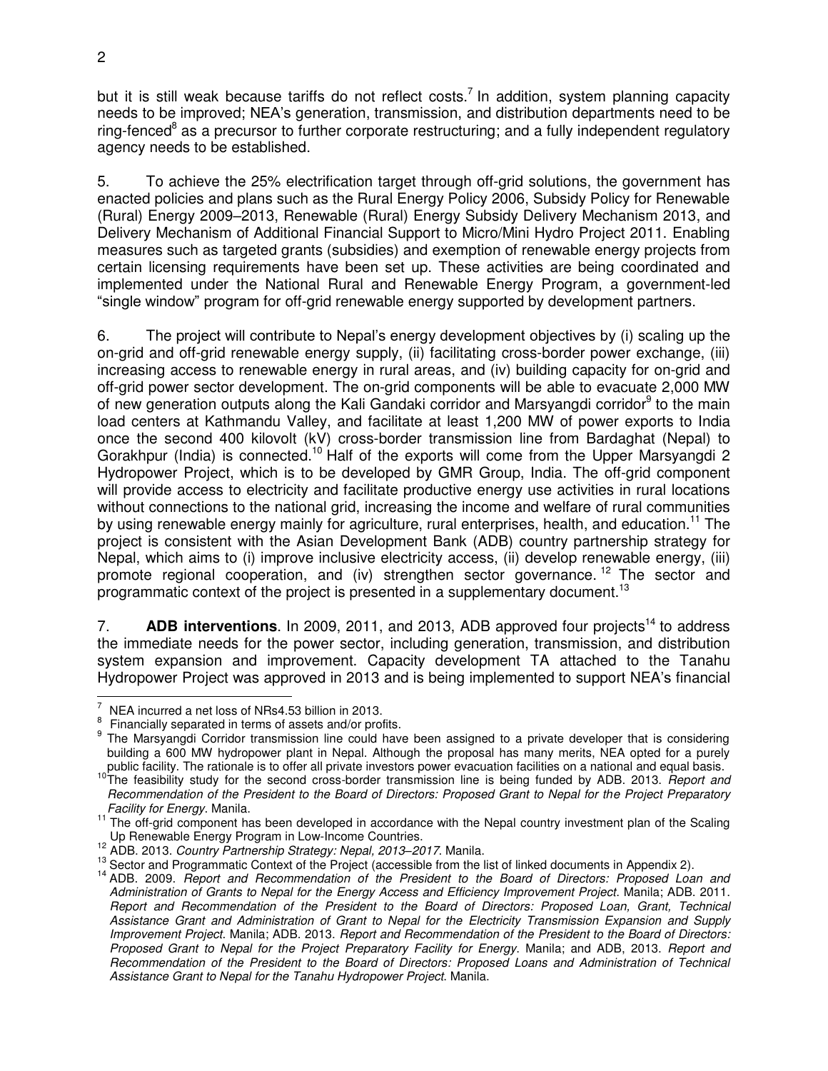but it is still weak because tariffs do not reflect costs.[7] In addition, system planning capacity needs to be improved; NEA's generation, transmission, and distribution departments need to be ring-fenced[8] as a precursor to further corporate restructuring; and a fully independent regulatory agency needs to be established.

5. To achieve the 25% electrification target through off-grid solutions, the government has enacted policies and plans such as the Rural Energy Policy 2006, Subsidy Policy for Renewable (Rural) Energy 2009–2013, Renewable (Rural) Energy Subsidy Delivery Mechanism 2013, and Delivery Mechanism of Additional Financial Support to Micro/Mini Hydro Project 2011. Enabling measures such as targeted grants (subsidies) and exemption of renewable energy projects from certain licensing requirements have been set up. These activities are being coordinated and implemented under the National Rural and Renewable Energy Program, a government-led "single window" program for off-grid renewable energy supported by development partners.

6. The project will contribute to Nepal's energy development objectives by (i) scaling up the on-grid and off-grid renewable energy supply, (ii) facilitating cross-border power exchange, (iii) increasing access to renewable energy in rural areas, and (iv) building capacity for on-grid and off-grid power sector development. The on-grid components will be able to evacuate 2,000 MW of new generation outputs along the Kali Gandaki corridor and Marsyangdi corridor[9] to the main load centers at Kathmandu Valley, and facilitate at least 1,200 MW of power exports to India once the second 400 kilovolt (kV) cross-border transmission line from Bardaghat (Nepal) to Gorakhpur (India) is connected.[10] Half of the exports will come from the Upper Marsyangdi 2 Hydropower Project, which is to be developed by GMR Group, India. The off-grid component will provide access to electricity and facilitate productive energy use activities in rural locations without connections to the national grid, increasing the income and welfare of rural communities by using renewable energy mainly for agriculture, rural enterprises, health, and education.[11] The project is consistent with the Asian Development Bank (ADB) country partnership strategy for Nepal, which aims to (i) improve inclusive electricity access, (ii) develop renewable energy, (iii) promote regional cooperation, and (iv) strengthen sector governance.[12] The sector and programmatic context of the project is presented in a supplementary document.[13]

7. **ADB interventions**. In 2009, 2011, and 2013, ADB approved four projects[14] to address the immediate needs for the power sector, including generation, transmission, and distribution system expansion and improvement. Capacity development TA attached to the Tanahu Hydropower Project was approved in 2013 and is being implemented to support NEA's financial

---

[7] NEA incurred a net loss of NRs4.53 billion in 2013.

[8] Financially separated in terms of assets and/or profits.

[9] The Marsyangdi Corridor transmission line could have been assigned to a private developer that is considering building a 600 MW hydropower plant in Nepal. Although the proposal has many merits, NEA opted for a purely public facility. The rationale is to offer all private investors power evacuation facilities on a national and equal basis.

[10] The feasibility study for the second cross-border transmission line is being funded by ADB. 2013. *Report and Recommendation of the President to the Board of Directors: Proposed Grant to Nepal for the Project Preparatory Facility for Energy*. Manila.

[11] The off-grid component has been developed in accordance with the Nepal country investment plan of the Scaling Up Renewable Energy Program in Low-Income Countries.

[12] ADB. 2013. *Country Partnership Strategy: Nepal, 2013–2017*. Manila.

[13] Sector and Programmatic Context of the Project (accessible from the list of linked documents in Appendix 2).

[14] ADB. 2009. *Report and Recommendation of the President to the Board of Directors: Proposed Loan and Administration of Grants to Nepal for the Energy Access and Efficiency Improvement Project*. Manila; ADB. 2011. *Report and Recommendation of the President to the Board of Directors: Proposed Loan, Grant, Technical Assistance Grant and Administration of Grant to Nepal for the Electricity Transmission Expansion and Supply Improvement Project*. Manila; ADB. 2013. *Report and Recommendation of the President to the Board of Directors: Proposed Grant to Nepal for the Project Preparatory Facility for Energy*. Manila; and ADB, 2013. *Report and Recommendation of the President to the Board of Directors: Proposed Loans and Administration of Technical Assistance Grant to Nepal for the Tanahu Hydropower Project*. Manila.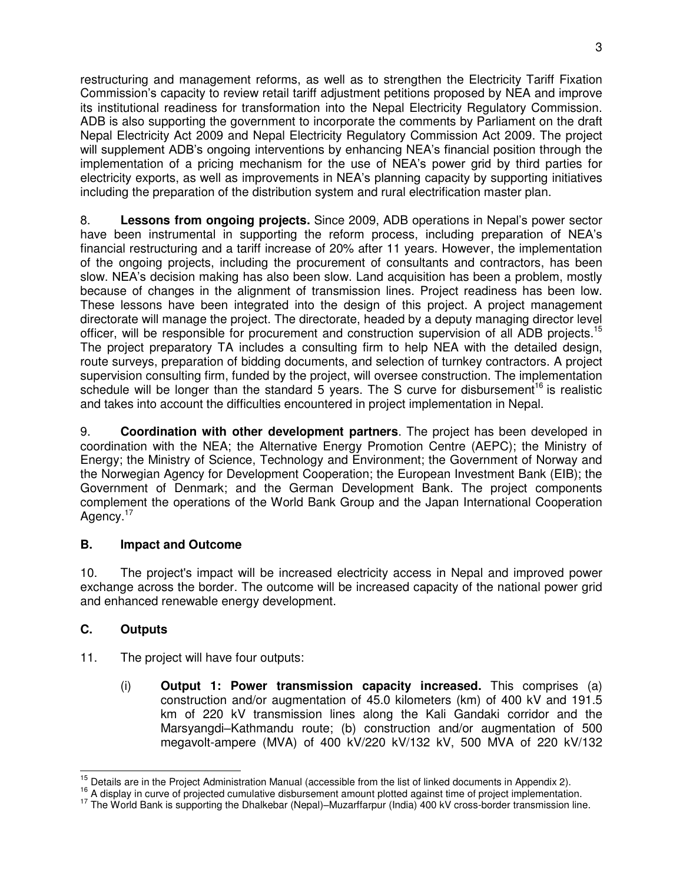restructuring and management reforms, as well as to strengthen the Electricity Tariff Fixation Commission's capacity to review retail tariff adjustment petitions proposed by NEA and improve its institutional readiness for transformation into the Nepal Electricity Regulatory Commission. ADB is also supporting the government to incorporate the comments by Parliament on the draft Nepal Electricity Act 2009 and Nepal Electricity Regulatory Commission Act 2009. The project will supplement ADB's ongoing interventions by enhancing NEA's financial position through the implementation of a pricing mechanism for the use of NEA's power grid by third parties for electricity exports, as well as improvements in NEA's planning capacity by supporting initiatives including the preparation of the distribution system and rural electrification master plan.

8. **Lessons from ongoing projects.** Since 2009, ADB operations in Nepal's power sector have been instrumental in supporting the reform process, including preparation of NEA's financial restructuring and a tariff increase of 20% after 11 years. However, the implementation of the ongoing projects, including the procurement of consultants and contractors, has been slow. NEA's decision making has also been slow. Land acquisition has been a problem, mostly because of changes in the alignment of transmission lines. Project readiness has been low. These lessons have been integrated into the design of this project. A project management directorate will manage the project. The directorate, headed by a deputy managing director level officer, will be responsible for procurement and construction supervision of all ADB projects.[15] The project preparatory TA includes a consulting firm to help NEA with the detailed design, route surveys, preparation of bidding documents, and selection of turnkey contractors. A project supervision consulting firm, funded by the project, will oversee construction. The implementation schedule will be longer than the standard 5 years. The S curve for disbursement[16] is realistic and takes into account the difficulties encountered in project implementation in Nepal.

9. **Coordination with other development partners**. The project has been developed in coordination with the NEA; the Alternative Energy Promotion Centre (AEPC); the Ministry of Energy; the Ministry of Science, Technology and Environment; the Government of Norway and the Norwegian Agency for Development Cooperation; the European Investment Bank (EIB); the Government of Denmark; and the German Development Bank. The project components complement the operations of the World Bank Group and the Japan International Cooperation Agency.[17]

## B. Impact and Outcome

10. The project's impact will be increased electricity access in Nepal and improved power exchange across the border. The outcome will be increased capacity of the national power grid and enhanced renewable energy development.

## C. Outputs

11. The project will have four outputs:

(i) **Output 1: Power transmission capacity increased.** This comprises (a) construction and/or augmentation of 45.0 kilometers (km) of 400 kV and 191.5 km of 220 kV transmission lines along the Kali Gandaki corridor and the Marsyangdi–Kathmandu route; (b) construction and/or augmentation of 500 megavolt-ampere (MVA) of 400 kV/220 kV/132 kV, 500 MVA of 220 kV/132

---

[15] Details are in the Project Administration Manual (accessible from the list of linked documents in Appendix 2).

[16] A display in curve of projected cumulative disbursement amount plotted against time of project implementation.

[17] The World Bank is supporting the Dhalkebar (Nepal)–Muzarffarpur (India) 400 kV cross-border transmission line.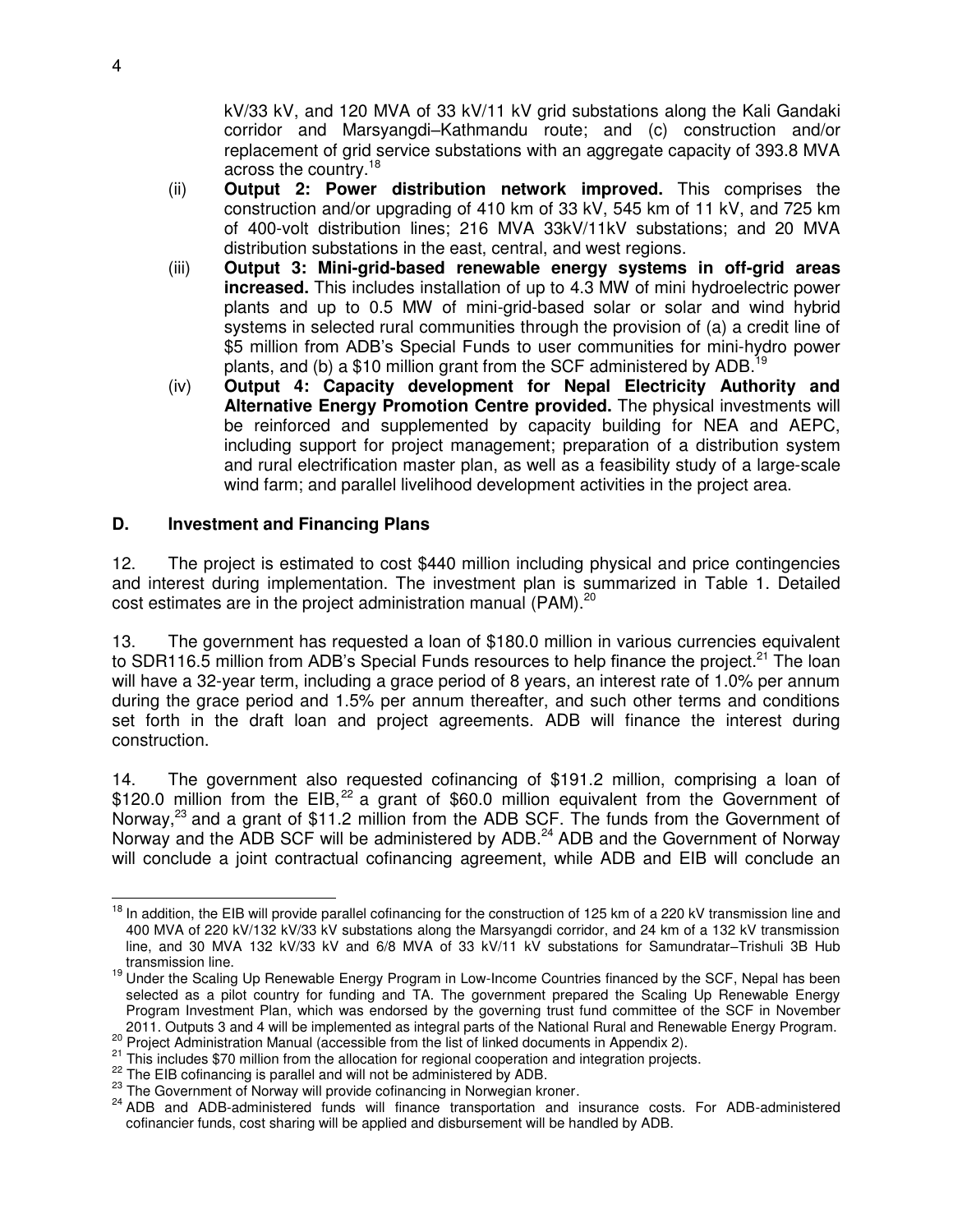kV/33 kV, and 120 MVA of 33 kV/11 kV grid substations along the Kali Gandaki corridor and Marsyangdi–Kathmandu route; and (c) construction and/or replacement of grid service substations with an aggregate capacity of 393.8 MVA across the country.[18]

(ii) **Output 2: Power distribution network improved.** This comprises the construction and/or upgrading of 410 km of 33 kV, 545 km of 11 kV, and 725 km of 400-volt distribution lines; 216 MVA 33kV/11kV substations; and 20 MVA distribution substations in the east, central, and west regions.

(iii) **Output 3: Mini-grid-based renewable energy systems in off-grid areas increased.** This includes installation of up to 4.3 MW of mini hydroelectric power plants and up to 0.5 MW of mini-grid-based solar or solar and wind hybrid systems in selected rural communities through the provision of (a) a credit line of $5 million from ADB's Special Funds to user communities for mini-hydro power plants, and (b) a $10 million grant from the SCF administered by ADB.[19]

(iv) **Output 4: Capacity development for Nepal Electricity Authority and Alternative Energy Promotion Centre provided.** The physical investments will be reinforced and supplemented by capacity building for NEA and AEPC, including support for project management; preparation of a distribution system and rural electrification master plan, as well as a feasibility study of a large-scale wind farm; and parallel livelihood development activities in the project area.

## D. Investment and Financing Plans

12. The project is estimated to cost $440 million including physical and price contingencies and interest during implementation. The investment plan is summarized in Table 1. Detailed cost estimates are in the project administration manual (PAM).[20]

13. The government has requested a loan of $180.0 million in various currencies equivalent to SDR116.5 million from ADB's Special Funds resources to help finance the project.[21] The loan will have a 32-year term, including a grace period of 8 years, an interest rate of 1.0% per annum during the grace period and 1.5% per annum thereafter, and such other terms and conditions set forth in the draft loan and project agreements. ADB will finance the interest during construction.

14. The government also requested cofinancing of $191.2 million, comprising a loan of $120.0 million from the EIB,[22] a grant of $60.0 million equivalent from the Government of Norway,[23] and a grant of $11.2 million from the ADB SCF. The funds from the Government of Norway and the ADB SCF will be administered by ADB.[24] ADB and the Government of Norway will conclude a joint contractual cofinancing agreement, while ADB and EIB will conclude an

---

[18] In addition, the EIB will provide parallel cofinancing for the construction of 125 km of a 220 kV transmission line and 400 MVA of 220 kV/132 kV/33 kV substations along the Marsyangdi corridor, and 24 km of a 132 kV transmission line, and 30 MVA 132 kV/33 kV and 6/8 MVA of 33 kV/11 kV substations for Samundratar–Trishuli 3B Hub transmission line.

[19] Under the Scaling Up Renewable Energy Program in Low-Income Countries financed by the SCF, Nepal has been selected as a pilot country for funding and TA. The government prepared the Scaling Up Renewable Energy Program Investment Plan, which was endorsed by the governing trust fund committee of the SCF in November 2011. Outputs 3 and 4 will be implemented as integral parts of the National Rural and Renewable Energy Program.

[20] Project Administration Manual (accessible from the list of linked documents in Appendix 2).

[21] This includes $70 million from the allocation for regional cooperation and integration projects.

[22] The EIB cofinancing is parallel and will not be administered by ADB.

[23] The Government of Norway will provide cofinancing in Norwegian kroner.

[24] ADB and ADB-administered funds will finance transportation and insurance costs. For ADB-administered cofinancier funds, cost sharing will be applied and disbursement will be handled by ADB.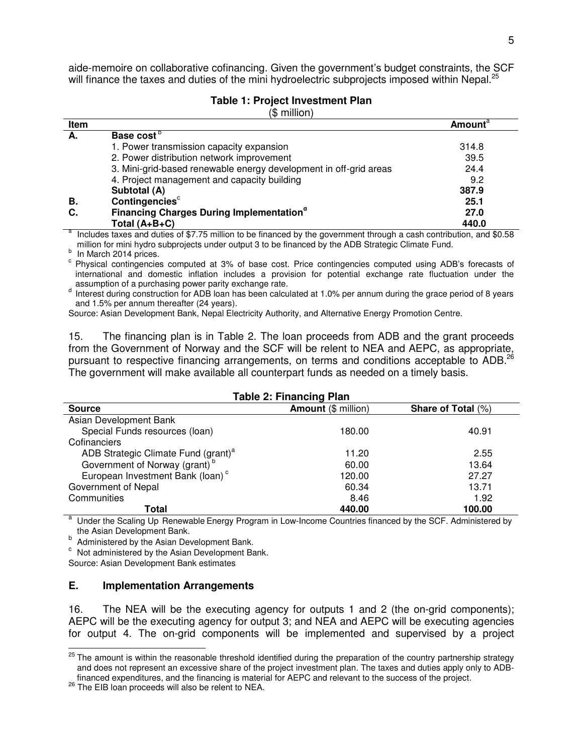aide-memoire on collaborative cofinancing. Given the government's budget constraints, the SCF will finance the taxes and duties of the mini hydroelectric subprojects imposed within Nepal.[25]

**Table 1: Project Investment Plan**

($ million)

| Item | | Amount[a] |
|---|---|---|
| A. | **Base cost**[b] | |
| | 1. Power transmission capacity expansion | 314.8 |
| | 2. Power distribution network improvement | 39.5 |
| | 3. Mini-grid-based renewable energy development in off-grid areas | 24.4 |
| | 4. Project management and capacity building | 9.2 |
| | **Subtotal (A)** | **387.9** |
| B. | **Contingencies**[c] | **25.1** |
| C. | **Financing Charges During Implementation**[d] | **27.0** |
| | **Total (A+B+C)** | **440.0** |

[a] Includes taxes and duties of $7.75 million to be financed by the government through a cash contribution, and $0.58 million for mini hydro subprojects under output 3 to be financed by the ADB Strategic Climate Fund.

[b] In March 2014 prices.

[c] Physical contingencies computed at 3% of base cost. Price contingencies computed using ADB's forecasts of international and domestic inflation includes a provision for potential exchange rate fluctuation under the assumption of a purchasing power parity exchange rate.

[d] Interest during construction for ADB loan has been calculated at 1.0% per annum during the grace period of 8 years and 1.5% per annum thereafter (24 years).

Source: Asian Development Bank, Nepal Electricity Authority, and Alternative Energy Promotion Centre.

15. The financing plan is in Table 2. The loan proceeds from ADB and the grant proceeds from the Government of Norway and the SCF will be relent to NEA and AEPC, as appropriate, pursuant to respective financing arrangements, on terms and conditions acceptable to ADB.[26] The government will make available all counterpart funds as needed on a timely basis.

**Table 2: Financing Plan**

| Source | **Amount** ($ million) | **Share of Total** (%) |
|---|---|---|
| Asian Development Bank | | |
| Special Funds resources (loan) | 180.00 | 40.91 |
| Cofinanciers | | |
| ADB Strategic Climate Fund (grant)[a] | 11.20 | 2.55 |
| Government of Norway (grant)[b] | 60.00 | 13.64 |
| European Investment Bank (loan)[c] | 120.00 | 27.27 |
| Government of Nepal | 60.34 | 13.71 |
| Communities | 8.46 | 1.92 |
| **Total** | **440.00** | **100.00** |

[a] Under the Scaling Up Renewable Energy Program in Low-Income Countries financed by the SCF. Administered by the Asian Development Bank.

[b] Administered by the Asian Development Bank.

[c] Not administered by the Asian Development Bank.

Source: Asian Development Bank estimates

### E. Implementation Arrangements

16. The NEA will be the executing agency for outputs 1 and 2 (the on-grid components); AEPC will be the executing agency for output 3; and NEA and AEPC will be executing agencies for output 4. The on-grid components will be implemented and supervised by a project

[25] The amount is within the reasonable threshold identified during the preparation of the country partnership strategy and does not represent an excessive share of the project investment plan. The taxes and duties apply only to ADB-financed expenditures, and the financing is material for AEPC and relevant to the success of the project.

[26] The EIB loan proceeds will also be relent to NEA.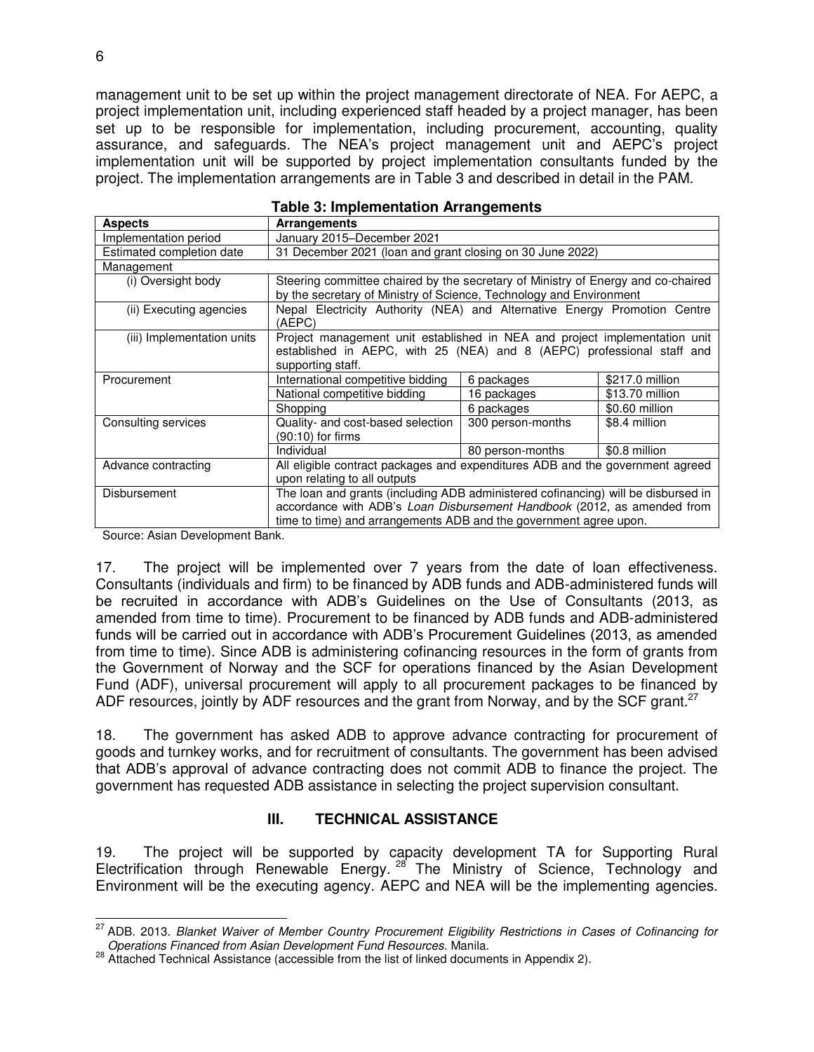management unit to be set up within the project management directorate of NEA. For AEPC, a project implementation unit, including experienced staff headed by a project manager, has been set up to be responsible for implementation, including procurement, accounting, quality assurance, and safeguards. The NEA's project management unit and AEPC's project implementation unit will be supported by project implementation consultants funded by the project. The implementation arrangements are in Table 3 and described in detail in the PAM.

**Table 3: Implementation Arrangements**

| Aspects | Arrangements | | |
|---|---|---|---|
| Implementation period | January 2015–December 2021 | | |
| Estimated completion date | 31 December 2021 (loan and grant closing on 30 June 2022) | | |
| Management | | | |
| (i) Oversight body | Steering committee chaired by the secretary of Ministry of Energy and co-chaired by the secretary of Ministry of Science, Technology and Environment | | |
| (ii) Executing agencies | Nepal Electricity Authority (NEA) and Alternative Energy Promotion Centre (AEPC) | | |
| (iii) Implementation units | Project management unit established in NEA and project implementation unit established in AEPC, with 25 (NEA) and 8 (AEPC) professional staff and supporting staff. | | |
| Procurement | International competitive bidding | 6 packages | \$217.0 million |
| | National competitive bidding | 16 packages | \$13.70 million |
| | Shopping | 6 packages | \$0.60 million |
| Consulting services | Quality- and cost-based selection (90:10) for firms | 300 person-months | \$8.4 million |
| | Individual | 80 person-months | \$0.8 million |
| Advance contracting | All eligible contract packages and expenditures ADB and the government agreed upon relating to all outputs | | |
| Disbursement | The loan and grants (including ADB administered cofinancing) will be disbursed in accordance with ADB's *Loan Disbursement Handbook* (2012, as amended from time to time) and arrangements ADB and the government agree upon. | | |

Source: Asian Development Bank.

17. The project will be implemented over 7 years from the date of loan effectiveness. Consultants (individuals and firm) to be financed by ADB funds and ADB-administered funds will be recruited in accordance with ADB's Guidelines on the Use of Consultants (2013, as amended from time to time). Procurement to be financed by ADB funds and ADB-administered funds will be carried out in accordance with ADB's Procurement Guidelines (2013, as amended from time to time). Since ADB is administering cofinancing resources in the form of grants from the Government of Norway and the SCF for operations financed by the Asian Development Fund (ADF), universal procurement will apply to all procurement packages to be financed by ADF resources, jointly by ADF resources and the grant from Norway, and by the SCF grant.[27]

18. The government has asked ADB to approve advance contracting for procurement of goods and turnkey works, and for recruitment of consultants. The government has been advised that ADB's approval of advance contracting does not commit ADB to finance the project. The government has requested ADB assistance in selecting the project supervision consultant.

## III. TECHNICAL ASSISTANCE

19. The project will be supported by capacity development TA for Supporting Rural Electrification through Renewable Energy.[28] The Ministry of Science, Technology and Environment will be the executing agency. AEPC and NEA will be the implementing agencies.

---

[27] ADB. 2013. *Blanket Waiver of Member Country Procurement Eligibility Restrictions in Cases of Cofinancing for Operations Financed from Asian Development Fund Resources.* Manila.

[28] Attached Technical Assistance (accessible from the list of linked documents in Appendix 2).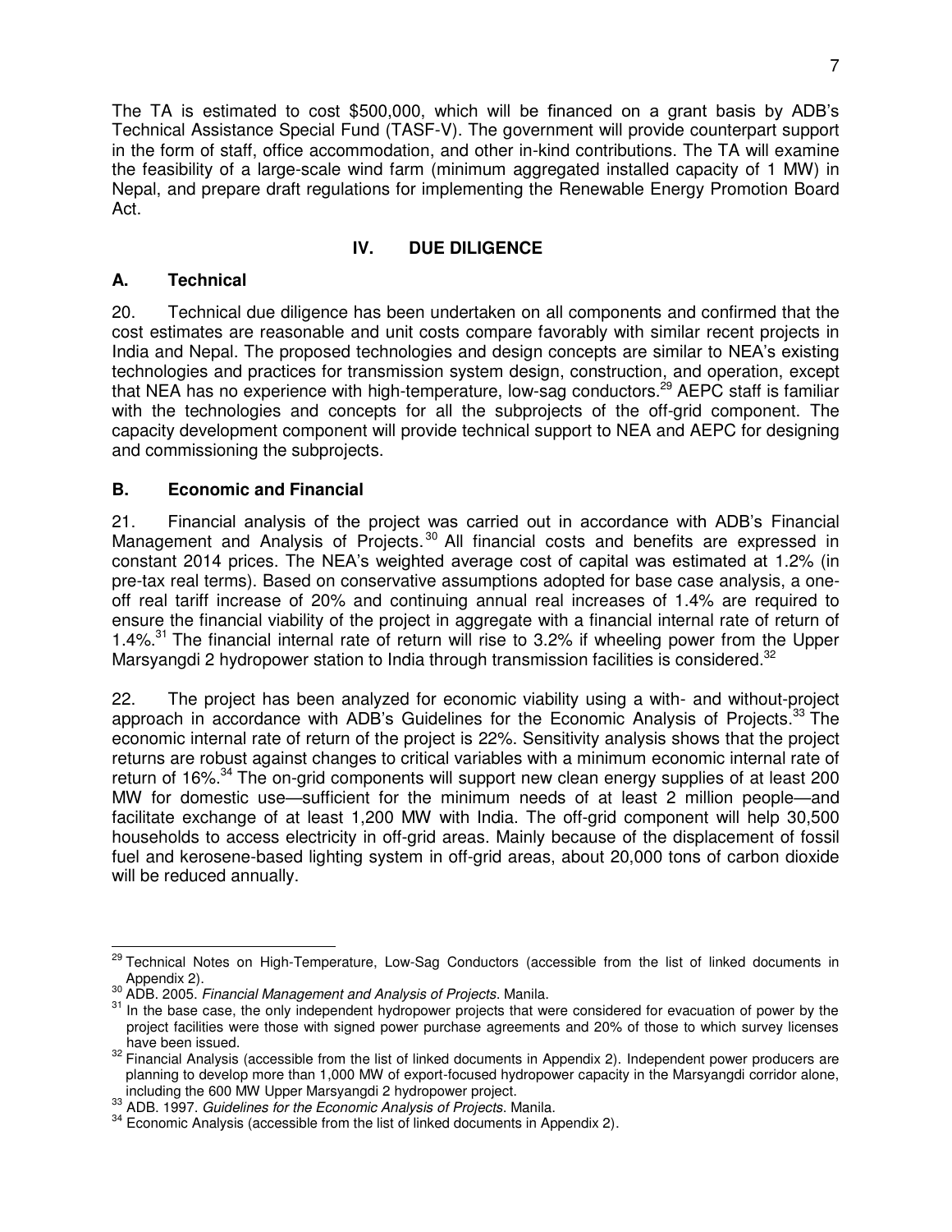The TA is estimated to cost $500,000, which will be financed on a grant basis by ADB's Technical Assistance Special Fund (TASF-V). The government will provide counterpart support in the form of staff, office accommodation, and other in-kind contributions. The TA will examine the feasibility of a large-scale wind farm (minimum aggregated installed capacity of 1 MW) in Nepal, and prepare draft regulations for implementing the Renewable Energy Promotion Board Act.

## IV. DUE DILIGENCE

### A. Technical

20. Technical due diligence has been undertaken on all components and confirmed that the cost estimates are reasonable and unit costs compare favorably with similar recent projects in India and Nepal. The proposed technologies and design concepts are similar to NEA's existing technologies and practices for transmission system design, construction, and operation, except that NEA has no experience with high-temperature, low-sag conductors.[29] AEPC staff is familiar with the technologies and concepts for all the subprojects of the off-grid component. The capacity development component will provide technical support to NEA and AEPC for designing and commissioning the subprojects.

### B. Economic and Financial

21. Financial analysis of the project was carried out in accordance with ADB's Financial Management and Analysis of Projects.[30] All financial costs and benefits are expressed in constant 2014 prices. The NEA's weighted average cost of capital was estimated at 1.2% (in pre-tax real terms). Based on conservative assumptions adopted for base case analysis, a one-off real tariff increase of 20% and continuing annual real increases of 1.4% are required to ensure the financial viability of the project in aggregate with a financial internal rate of return of 1.4%.[31] The financial internal rate of return will rise to 3.2% if wheeling power from the Upper Marsyangdi 2 hydropower station to India through transmission facilities is considered.[32]

22. The project has been analyzed for economic viability using a with- and without-project approach in accordance with ADB's Guidelines for the Economic Analysis of Projects.[33] The economic internal rate of return of the project is 22%. Sensitivity analysis shows that the project returns are robust against changes to critical variables with a minimum economic internal rate of return of 16%.[34] The on-grid components will support new clean energy supplies of at least 200 MW for domestic use—sufficient for the minimum needs of at least 2 million people—and facilitate exchange of at least 1,200 MW with India. The off-grid component will help 30,500 households to access electricity in off-grid areas. Mainly because of the displacement of fossil fuel and kerosene-based lighting system in off-grid areas, about 20,000 tons of carbon dioxide will be reduced annually.

---

[29] Technical Notes on High-Temperature, Low-Sag Conductors (accessible from the list of linked documents in Appendix 2).

[30] ADB. 2005. *Financial Management and Analysis of Projects*. Manila.

[31] In the base case, the only independent hydropower projects that were considered for evacuation of power by the project facilities were those with signed power purchase agreements and 20% of those to which survey licenses have been issued.

[32] Financial Analysis (accessible from the list of linked documents in Appendix 2). Independent power producers are planning to develop more than 1,000 MW of export-focused hydropower capacity in the Marsyangdi corridor alone, including the 600 MW Upper Marsyangdi 2 hydropower project.

[33] ADB. 1997. *Guidelines for the Economic Analysis of Projects*. Manila.

[34] Economic Analysis (accessible from the list of linked documents in Appendix 2).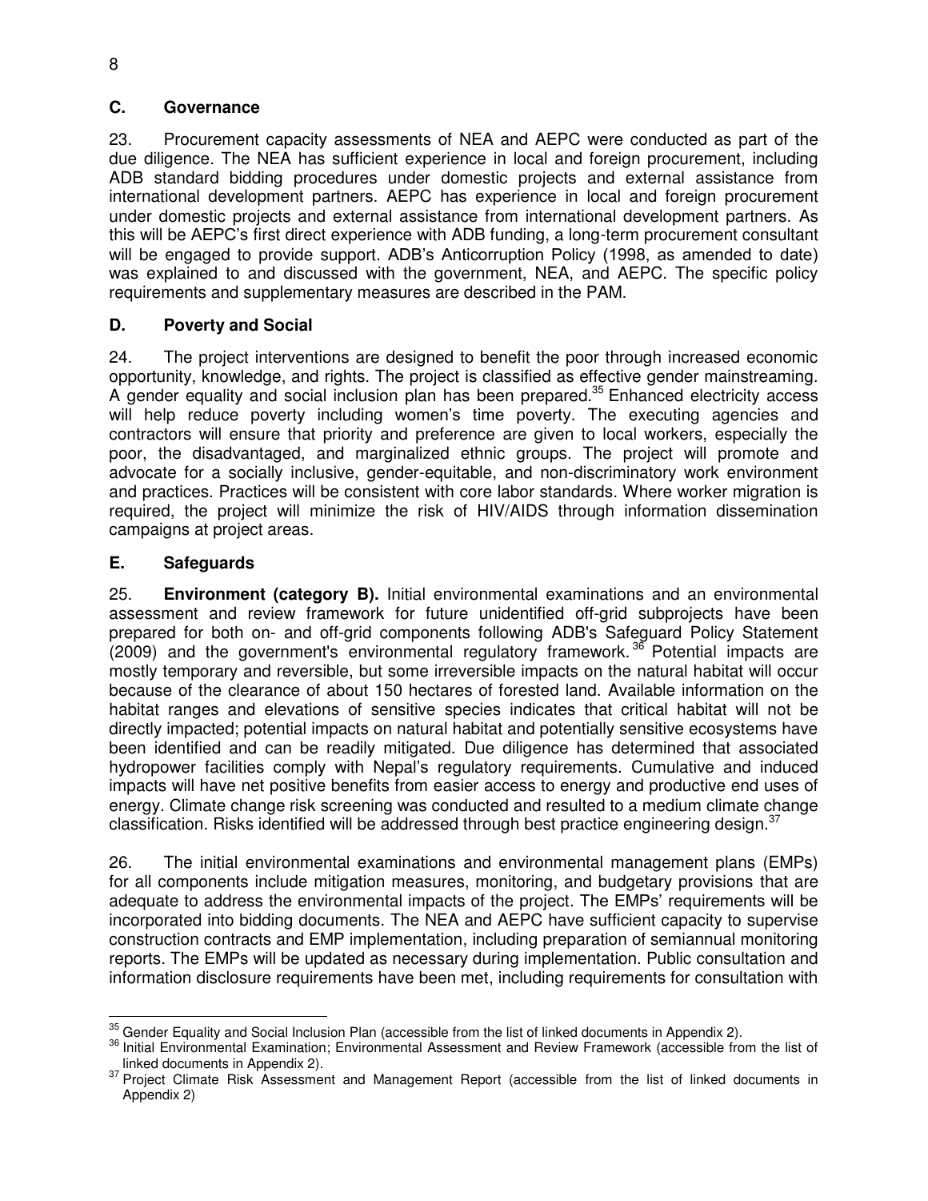## C. Governance

23. Procurement capacity assessments of NEA and AEPC were conducted as part of the due diligence. The NEA has sufficient experience in local and foreign procurement, including ADB standard bidding procedures under domestic projects and external assistance from international development partners. AEPC has experience in local and foreign procurement under domestic projects and external assistance from international development partners. As this will be AEPC's first direct experience with ADB funding, a long-term procurement consultant will be engaged to provide support. ADB's Anticorruption Policy (1998, as amended to date) was explained to and discussed with the government, NEA, and AEPC. The specific policy requirements and supplementary measures are described in the PAM.

## D. Poverty and Social

24. The project interventions are designed to benefit the poor through increased economic opportunity, knowledge, and rights. The project is classified as effective gender mainstreaming. A gender equality and social inclusion plan has been prepared.[35] Enhanced electricity access will help reduce poverty including women's time poverty. The executing agencies and contractors will ensure that priority and preference are given to local workers, especially the poor, the disadvantaged, and marginalized ethnic groups. The project will promote and advocate for a socially inclusive, gender-equitable, and non-discriminatory work environment and practices. Practices will be consistent with core labor standards. Where worker migration is required, the project will minimize the risk of HIV/AIDS through information dissemination campaigns at project areas.

## E. Safeguards

25. **Environment (category B).** Initial environmental examinations and an environmental assessment and review framework for future unidentified off-grid subprojects have been prepared for both on- and off-grid components following ADB's Safeguard Policy Statement (2009) and the government's environmental regulatory framework.[36] Potential impacts are mostly temporary and reversible, but some irreversible impacts on the natural habitat will occur because of the clearance of about 150 hectares of forested land. Available information on the habitat ranges and elevations of sensitive species indicates that critical habitat will not be directly impacted; potential impacts on natural habitat and potentially sensitive ecosystems have been identified and can be readily mitigated. Due diligence has determined that associated hydropower facilities comply with Nepal's regulatory requirements. Cumulative and induced impacts will have net positive benefits from easier access to energy and productive end uses of energy. Climate change risk screening was conducted and resulted to a medium climate change classification. Risks identified will be addressed through best practice engineering design.[37]

26. The initial environmental examinations and environmental management plans (EMPs) for all components include mitigation measures, monitoring, and budgetary provisions that are adequate to address the environmental impacts of the project. The EMPs' requirements will be incorporated into bidding documents. The NEA and AEPC have sufficient capacity to supervise construction contracts and EMP implementation, including preparation of semiannual monitoring reports. The EMPs will be updated as necessary during implementation. Public consultation and information disclosure requirements have been met, including requirements for consultation with

---

[35] Gender Equality and Social Inclusion Plan (accessible from the list of linked documents in Appendix 2).

[36] Initial Environmental Examination; Environmental Assessment and Review Framework (accessible from the list of linked documents in Appendix 2).

[37] Project Climate Risk Assessment and Management Report (accessible from the list of linked documents in Appendix 2)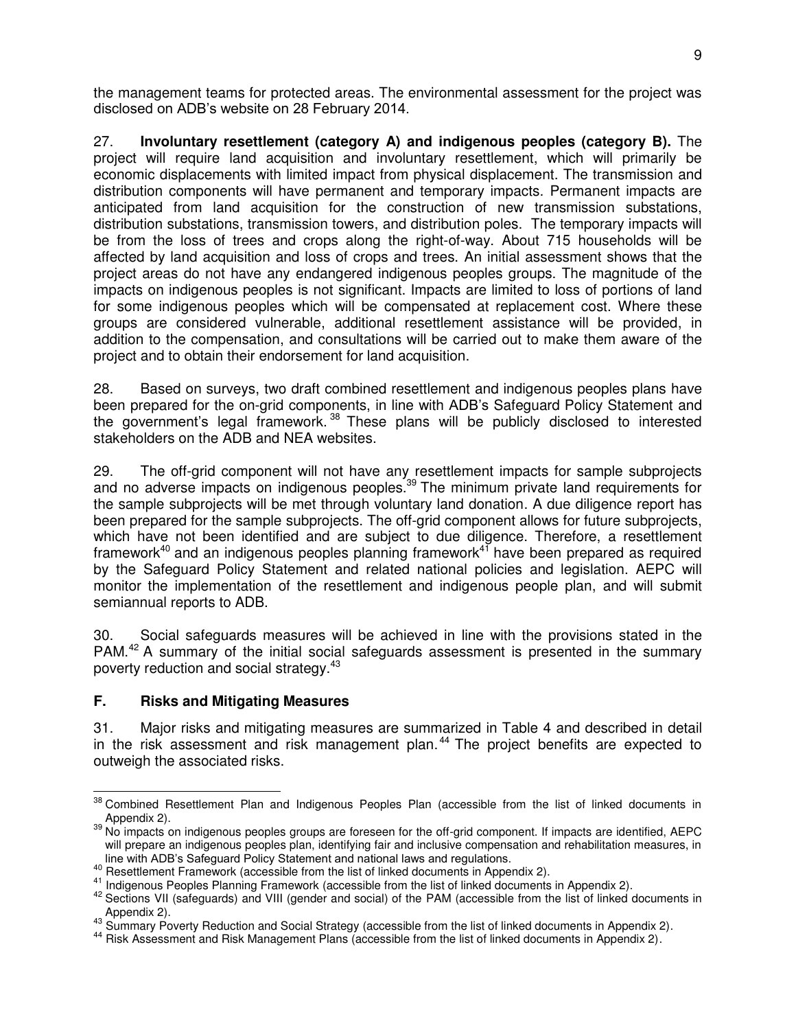the management teams for protected areas. The environmental assessment for the project was disclosed on ADB's website on 28 February 2014.

27. **Involuntary resettlement (category A) and indigenous peoples (category B).** The project will require land acquisition and involuntary resettlement, which will primarily be economic displacements with limited impact from physical displacement. The transmission and distribution components will have permanent and temporary impacts. Permanent impacts are anticipated from land acquisition for the construction of new transmission substations, distribution substations, transmission towers, and distribution poles. The temporary impacts will be from the loss of trees and crops along the right-of-way. About 715 households will be affected by land acquisition and loss of crops and trees. An initial assessment shows that the project areas do not have any endangered indigenous peoples groups. The magnitude of the impacts on indigenous peoples is not significant. Impacts are limited to loss of portions of land for some indigenous peoples which will be compensated at replacement cost. Where these groups are considered vulnerable, additional resettlement assistance will be provided, in addition to the compensation, and consultations will be carried out to make them aware of the project and to obtain their endorsement for land acquisition.

28. Based on surveys, two draft combined resettlement and indigenous peoples plans have been prepared for the on-grid components, in line with ADB's Safeguard Policy Statement and the government's legal framework.[38] These plans will be publicly disclosed to interested stakeholders on the ADB and NEA websites.

29. The off-grid component will not have any resettlement impacts for sample subprojects and no adverse impacts on indigenous peoples.[39] The minimum private land requirements for the sample subprojects will be met through voluntary land donation. A due diligence report has been prepared for the sample subprojects. The off-grid component allows for future subprojects, which have not been identified and are subject to due diligence. Therefore, a resettlement framework[40] and an indigenous peoples planning framework[41] have been prepared as required by the Safeguard Policy Statement and related national policies and legislation. AEPC will monitor the implementation of the resettlement and indigenous people plan, and will submit semiannual reports to ADB.

30. Social safeguards measures will be achieved in line with the provisions stated in the PAM.[42] A summary of the initial social safeguards assessment is presented in the summary poverty reduction and social strategy.[43]

## F. Risks and Mitigating Measures

31. Major risks and mitigating measures are summarized in Table 4 and described in detail in the risk assessment and risk management plan.[44] The project benefits are expected to outweigh the associated risks.

---

[38] Combined Resettlement Plan and Indigenous Peoples Plan (accessible from the list of linked documents in Appendix 2).

[39] No impacts on indigenous peoples groups are foreseen for the off-grid component. If impacts are identified, AEPC will prepare an indigenous peoples plan, identifying fair and inclusive compensation and rehabilitation measures, in line with ADB's Safeguard Policy Statement and national laws and regulations.

[40] Resettlement Framework (accessible from the list of linked documents in Appendix 2).

[41] Indigenous Peoples Planning Framework (accessible from the list of linked documents in Appendix 2).

[42] Sections VII (safeguards) and VIII (gender and social) of the PAM (accessible from the list of linked documents in Appendix 2).

[43] Summary Poverty Reduction and Social Strategy (accessible from the list of linked documents in Appendix 2).

[44] Risk Assessment and Risk Management Plans (accessible from the list of linked documents in Appendix 2).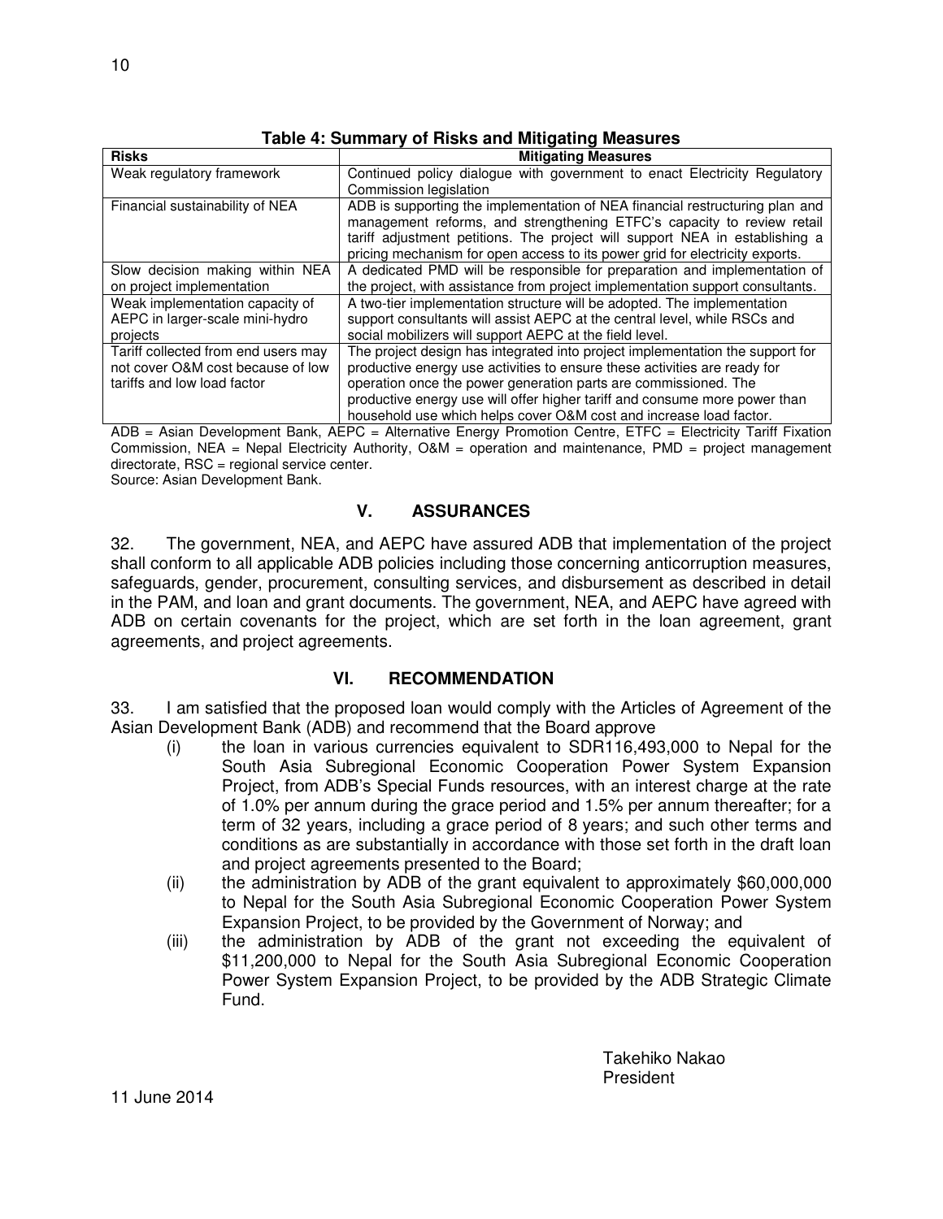**Table 4: Summary of Risks and Mitigating Measures**

| Risks | Mitigating Measures |
|---|---|
| Weak regulatory framework | Continued policy dialogue with government to enact Electricity Regulatory Commission legislation |
| Financial sustainability of NEA | ADB is supporting the implementation of NEA financial restructuring plan and management reforms, and strengthening ETFC's capacity to review retail tariff adjustment petitions. The project will support NEA in establishing a pricing mechanism for open access to its power grid for electricity exports. |
| Slow decision making within NEA on project implementation | A dedicated PMD will be responsible for preparation and implementation of the project, with assistance from project implementation support consultants. |
| Weak implementation capacity of AEPC in larger-scale mini-hydro projects | A two-tier implementation structure will be adopted. The implementation support consultants will assist AEPC at the central level, while RSCs and social mobilizers will support AEPC at the field level. |
| Tariff collected from end users may not cover O&M cost because of low tariffs and low load factor | The project design has integrated into project implementation the support for productive energy use activities to ensure these activities are ready for operation once the power generation parts are commissioned. The productive energy use will offer higher tariff and consume more power than household use which helps cover O&M cost and increase load factor. |

ADB = Asian Development Bank, AEPC = Alternative Energy Promotion Centre, ETFC = Electricity Tariff Fixation Commission, NEA = Nepal Electricity Authority, O&M = operation and maintenance, PMD = project management directorate, RSC = regional service center.
Source: Asian Development Bank.

## V. ASSURANCES

32. The government, NEA, and AEPC have assured ADB that implementation of the project shall conform to all applicable ADB policies including those concerning anticorruption measures, safeguards, gender, procurement, consulting services, and disbursement as described in detail in the PAM, and loan and grant documents. The government, NEA, and AEPC have agreed with ADB on certain covenants for the project, which are set forth in the loan agreement, grant agreements, and project agreements.

## VI. RECOMMENDATION

33. I am satisfied that the proposed loan would comply with the Articles of Agreement of the Asian Development Bank (ADB) and recommend that the Board approve

(i) the loan in various currencies equivalent to SDR116,493,000 to Nepal for the South Asia Subregional Economic Cooperation Power System Expansion Project, from ADB's Special Funds resources, with an interest charge at the rate of 1.0% per annum during the grace period and 1.5% per annum thereafter; for a term of 32 years, including a grace period of 8 years; and such other terms and conditions as are substantially in accordance with those set forth in the draft loan and project agreements presented to the Board;

(ii) the administration by ADB of the grant equivalent to approximately $60,000,000 to Nepal for the South Asia Subregional Economic Cooperation Power System Expansion Project, to be provided by the Government of Norway; and

(iii) the administration by ADB of the grant not exceeding the equivalent of $11,200,000 to Nepal for the South Asia Subregional Economic Cooperation Power System Expansion Project, to be provided by the ADB Strategic Climate Fund.

Takehiko Nakao
President

11 June 2014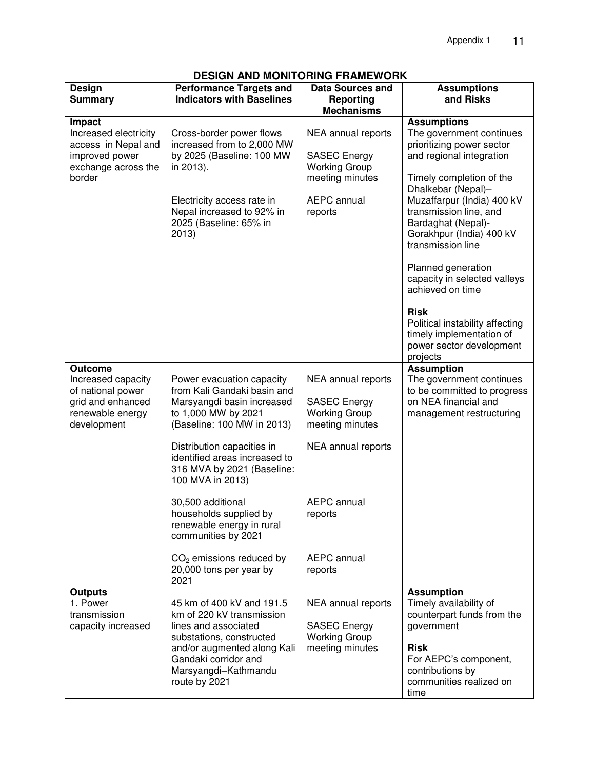## DESIGN AND MONITORING FRAMEWORK

| Design Summary | Performance Targets and Indicators with Baselines | Data Sources and Reporting Mechanisms | Assumptions and Risks |
|---|---|---|---|
| **Impact**<br>Increased electricity access in Nepal and improved power exchange across the border | Cross-border power flows increased from to 2,000 MW by 2025 (Baseline: 100 MW in 2013).<br><br>Electricity access rate in Nepal increased to 92% in 2025 (Baseline: 65% in 2013) | NEA annual reports<br><br>SASEC Energy Working Group meeting minutes<br><br>AEPC annual reports | **Assumptions**<br>The government continues prioritizing power sector and regional integration<br><br>Timely completion of the Dhalkebar (Nepal)–Muzaffarpur (India) 400 kV transmission line, and Bardaghat (Nepal)-Gorakhpur (India) 400 kV transmission line<br><br>Planned generation capacity in selected valleys achieved on time<br><br>**Risk**<br>Political instability affecting timely implementation of power sector development projects |
| **Outcome**<br>Increased capacity of national power grid and enhanced renewable energy development | Power evacuation capacity from Kali Gandaki basin and Marsyangdi basin increased to 1,000 MW by 2021 (Baseline: 100 MW in 2013)<br><br>Distribution capacities in identified areas increased to 316 MVA by 2021 (Baseline: 100 MVA in 2013)<br><br>30,500 additional households supplied by renewable energy in rural communities by 2021<br><br>$CO_2$ emissions reduced by 20,000 tons per year by 2021 | NEA annual reports<br><br>SASEC Energy Working Group meeting minutes<br><br>NEA annual reports<br><br>AEPC annual reports<br><br>AEPC annual reports | **Assumption**<br>The government continues to be committed to progress on NEA financial and management restructuring |
| **Outputs**<br>1. Power transmission capacity increased | 45 km of 400 kV and 191.5 km of 220 kV transmission lines and associated substations, constructed and/or augmented along Kali Gandaki corridor and Marsyangdi–Kathmandu route by 2021 | NEA annual reports<br><br>SASEC Energy Working Group meeting minutes | **Assumption**<br>Timely availability of counterpart funds from the government<br><br>**Risk**<br>For AEPC's component, contributions by communities realized on time |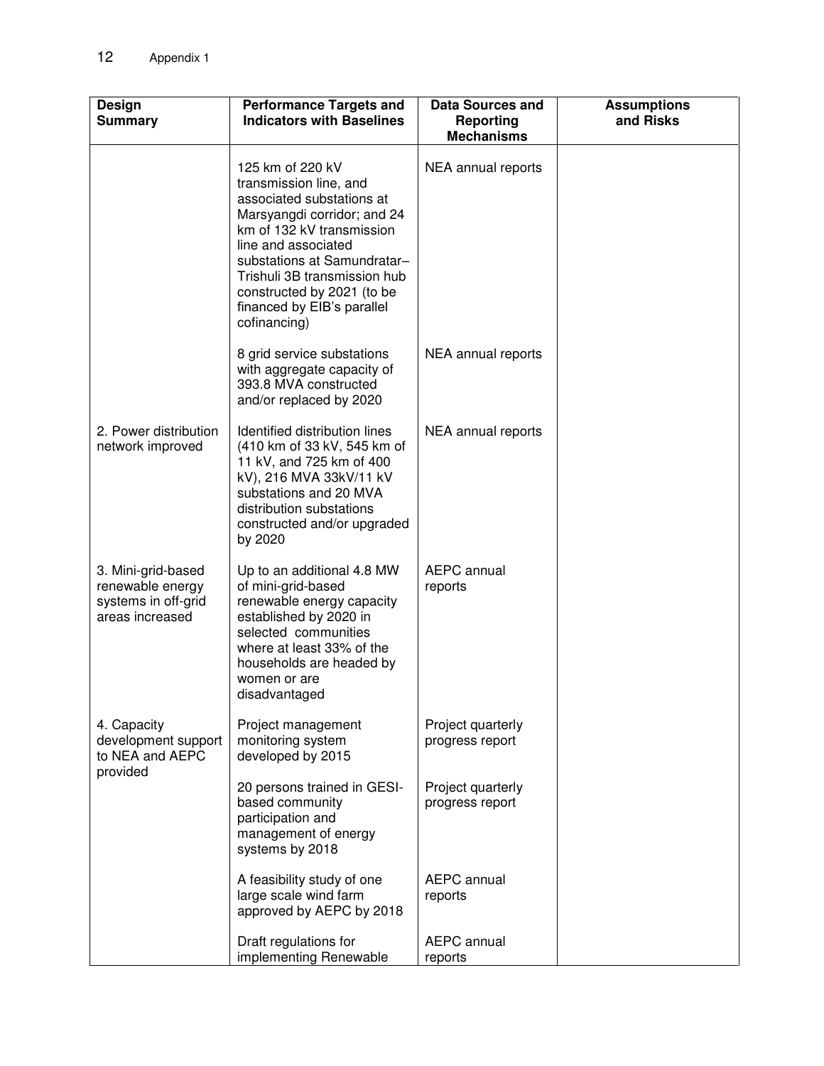| Design Summary | Performance Targets and Indicators with Baselines | Data Sources and Reporting Mechanisms | Assumptions and Risks |
|---|---|---|---|
| | 125 km of 220 kV transmission line, and associated substations at Marsyangdi corridor; and 24 km of 132 kV transmission line and associated substations at Samundratar–Trishuli 3B transmission hub constructed by 2021 (to be financed by EIB's parallel cofinancing) | NEA annual reports | |
| | 8 grid service substations with aggregate capacity of 393.8 MVA constructed and/or replaced by 2020 | NEA annual reports | |
| 2. Power distribution network improved | Identified distribution lines (410 km of 33 kV, 545 km of 11 kV, and 725 km of 400 kV), 216 MVA 33kV/11 kV substations and 20 MVA distribution substations constructed and/or upgraded by 2020 | NEA annual reports | |
| 3. Mini-grid-based renewable energy systems in off-grid areas increased | Up to an additional 4.8 MW of mini-grid-based renewable energy capacity established by 2020 in selected communities where at least 33% of the households are headed by women or are disadvantaged | AEPC annual reports | |
| 4. Capacity development support to NEA and AEPC provided | Project management monitoring system developed by 2015 | Project quarterly progress report | |
| | 20 persons trained in GESI-based community participation and management of energy systems by 2018 | Project quarterly progress report | |
| | A feasibility study of one large scale wind farm approved by AEPC by 2018 | AEPC annual reports | |
| | Draft regulations for implementing Renewable | AEPC annual reports | |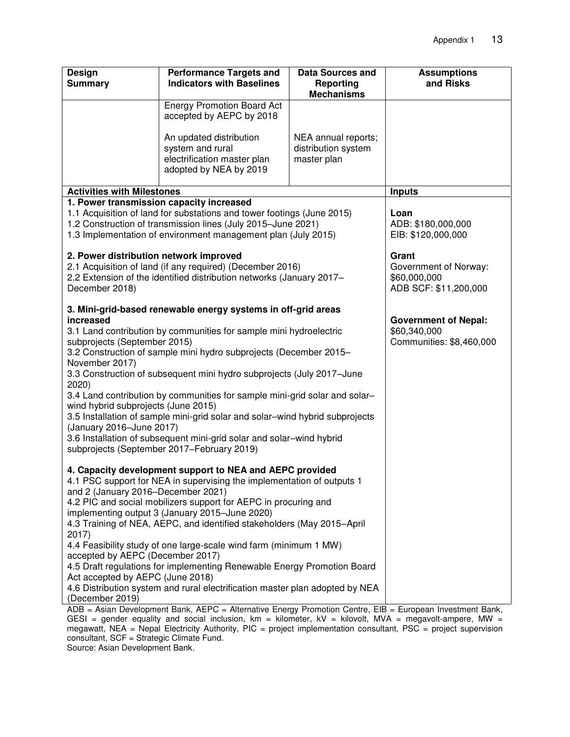| Design Summary | Performance Targets and Indicators with Baselines | Data Sources and Reporting Mechanisms | Assumptions and Risks |
|---|---|---|---|
| | Energy Promotion Board Act accepted by AEPC by 2018<br><br>An updated distribution system and rural electrification master plan adopted by NEA by 2019 | <br><br>NEA annual reports; distribution system master plan | |

| Activities with Milestones | Inputs |
|---|---|
| **1. Power transmission capacity increased**<br>1.1 Acquisition of land for substations and tower footings (June 2015)<br>1.2 Construction of transmission lines (July 2015–June 2021)<br>1.3 Implementation of environment management plan (July 2015)<br><br>**2. Power distribution network improved**<br>2.1 Acquisition of land (if any required) (December 2016)<br>2.2 Extension of the identified distribution networks (January 2017–December 2018)<br><br>**3. Mini-grid-based renewable energy systems in off-grid areas increased**<br>3.1 Land contribution by communities for sample mini hydroelectric subprojects (September 2015)<br>3.2 Construction of sample mini hydro subprojects (December 2015–November 2017)<br>3.3 Construction of subsequent mini hydro subprojects (July 2017–June 2020)<br>3.4 Land contribution by communities for sample mini-grid solar and solar–wind hybrid subprojects (June 2015)<br>3.5 Installation of sample mini-grid solar and solar–wind hybrid subprojects (January 2016–June 2017)<br>3.6 Installation of subsequent mini-grid solar and solar–wind hybrid subprojects (September 2017–February 2019)<br><br>**4. Capacity development support to NEA and AEPC provided**<br>4.1 PSC support for NEA in supervising the implementation of outputs 1 and 2 (January 2016–December 2021)<br>4.2 PIC and social mobilizers support for AEPC in procuring and implementing output 3 (January 2015–June 2020)<br>4.3 Training of NEA, AEPC, and identified stakeholders (May 2015–April 2017)<br>4.4 Feasibility study of one large-scale wind farm (minimum 1 MW) accepted by AEPC (December 2017)<br>4.5 Draft regulations for implementing Renewable Energy Promotion Board Act accepted by AEPC (June 2018)<br>4.6 Distribution system and rural electrification master plan adopted by NEA (December 2019) | **Loan**<br>ADB: $180,000,000<br>EIB: $120,000,000<br><br>**Grant**<br>Government of Norway: $60,000,000<br>ADB SCF: $11,200,000<br><br>**Government of Nepal:** $60,340,000<br>Communities: $8,460,000 |

ADB = Asian Development Bank, AEPC = Alternative Energy Promotion Centre, EIB = European Investment Bank, GESI = gender equality and social inclusion, km = kilometer, kV = kilovolt, MVA = megavolt-ampere, MW = megawatt, NEA = Nepal Electricity Authority, PIC = project implementation consultant, PSC = project supervision consultant, SCF = Strategic Climate Fund.

Source: Asian Development Bank.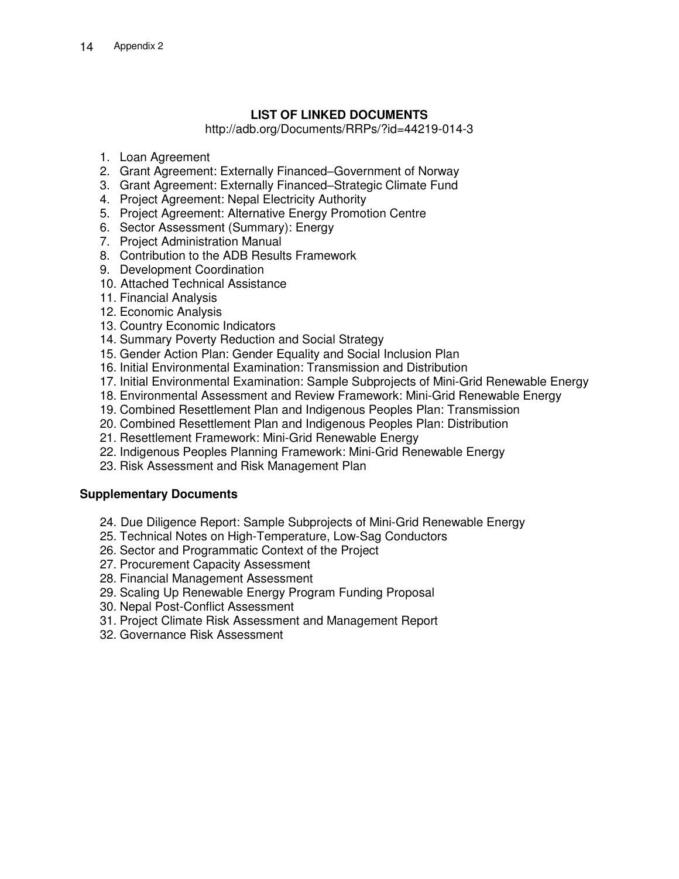## LIST OF LINKED DOCUMENTS

http://adb.org/Documents/RRPs/?id=44219-014-3

1. Loan Agreement
2. Grant Agreement: Externally Financed–Government of Norway
3. Grant Agreement: Externally Financed–Strategic Climate Fund
4. Project Agreement: Nepal Electricity Authority
5. Project Agreement: Alternative Energy Promotion Centre
6. Sector Assessment (Summary): Energy
7. Project Administration Manual
8. Contribution to the ADB Results Framework
9. Development Coordination
10. Attached Technical Assistance
11. Financial Analysis
12. Economic Analysis
13. Country Economic Indicators
14. Summary Poverty Reduction and Social Strategy
15. Gender Action Plan: Gender Equality and Social Inclusion Plan
16. Initial Environmental Examination: Transmission and Distribution
17. Initial Environmental Examination: Sample Subprojects of Mini-Grid Renewable Energy
18. Environmental Assessment and Review Framework: Mini-Grid Renewable Energy
19. Combined Resettlement Plan and Indigenous Peoples Plan: Transmission
20. Combined Resettlement Plan and Indigenous Peoples Plan: Distribution
21. Resettlement Framework: Mini-Grid Renewable Energy
22. Indigenous Peoples Planning Framework: Mini-Grid Renewable Energy
23. Risk Assessment and Risk Management Plan

### Supplementary Documents

24. Due Diligence Report: Sample Subprojects of Mini-Grid Renewable Energy
25. Technical Notes on High-Temperature, Low-Sag Conductors
26. Sector and Programmatic Context of the Project
27. Procurement Capacity Assessment
28. Financial Management Assessment
29. Scaling Up Renewable Energy Program Funding Proposal
30. Nepal Post-Conflict Assessment
31. Project Climate Risk Assessment and Management Report
32. Governance Risk Assessment